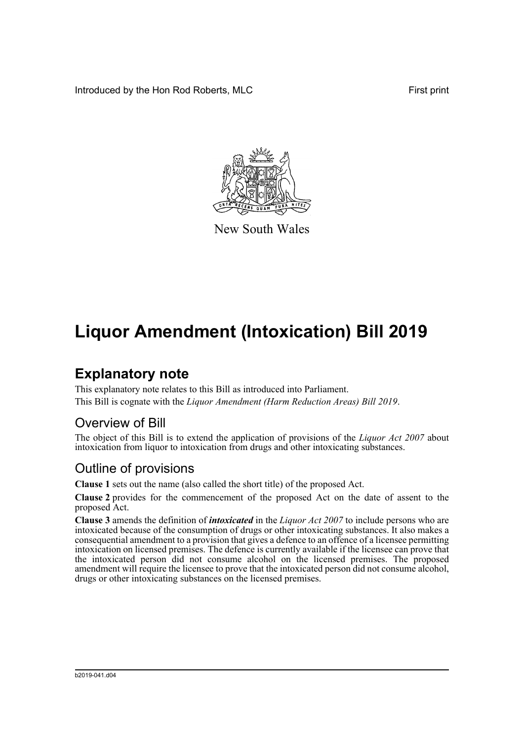Introduced by the Hon Rod Roberts, MLC

First print

New South Wales

# Liquor Amendment (Intoxication) Bill 2019

## Explanatory note

This explanatory note relates to this Bill as introduced into Parliament.

This Bill is cognate with the *Liquor Amendment (Harm Reduction Areas) Bill 2019*.

### Overview of Bill

The object of this Bill is to extend the application of provisions of the *Liquor Act 2007* about intoxication from liquor to intoxication from drugs and other intoxicating substances.

### Outline of provisions

**Clause 1** sets out the name (also called the short title) of the proposed Act.

**Clause 2** provides for the commencement of the proposed Act on the date of assent to the proposed Act.

**Clause 3** amends the definition of ***intoxicated*** in the *Liquor Act 2007* to include persons who are intoxicated because of the consumption of drugs or other intoxicating substances. It also makes a consequential amendment to a provision that gives a defence to an offence of a licensee permitting intoxication on licensed premises. The defence is currently available if the licensee can prove that the intoxicated person did not consume alcohol on the licensed premises. The proposed amendment will require the licensee to prove that the intoxicated person did not consume alcohol, drugs or other intoxicating substances on the licensed premises.

b2019-041.d04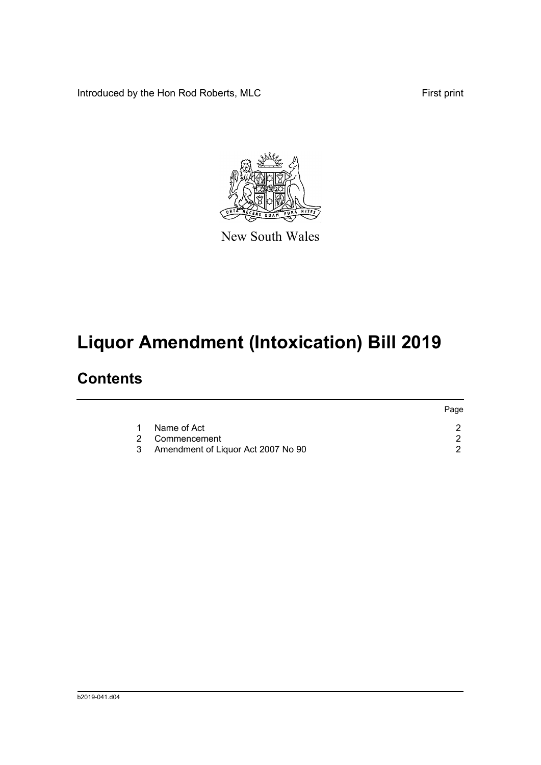Introduced by the Hon Rod Roberts, MLC

First print

New South Wales

# Liquor Amendment (Intoxication) Bill 2019

## Contents

| | | Page |
|---|---|---|
| 1 | Name of Act | 2 |
| 2 | Commencement | 2 |
| 3 | Amendment of Liquor Act 2007 No 90 | 2 |

b2019-041.d04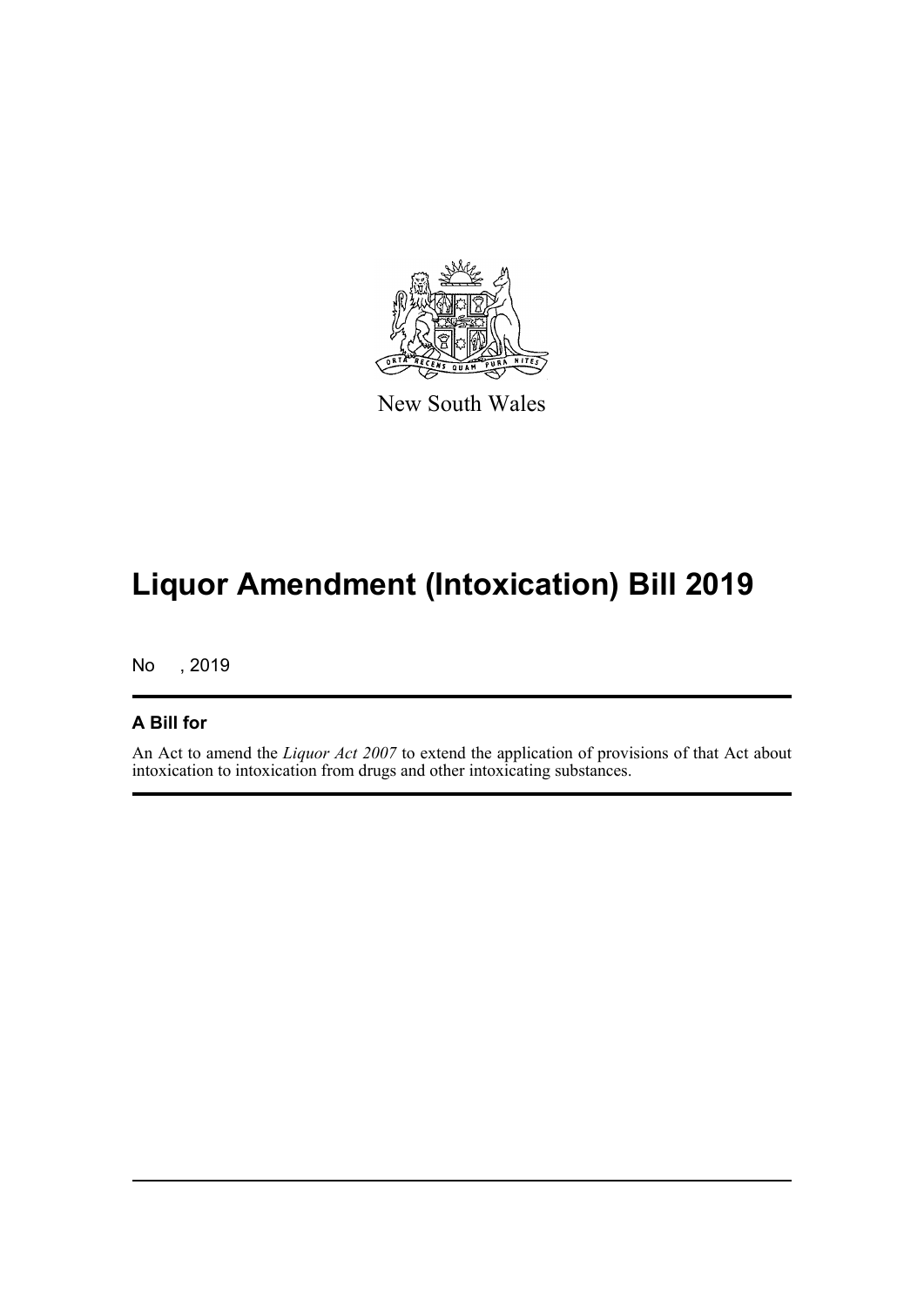New South Wales

# Liquor Amendment (Intoxication) Bill 2019

No , 2019

## A Bill for

An Act to amend the *Liquor Act 2007* to extend the application of provisions of that Act about intoxication to intoxication from drugs and other intoxicating substances.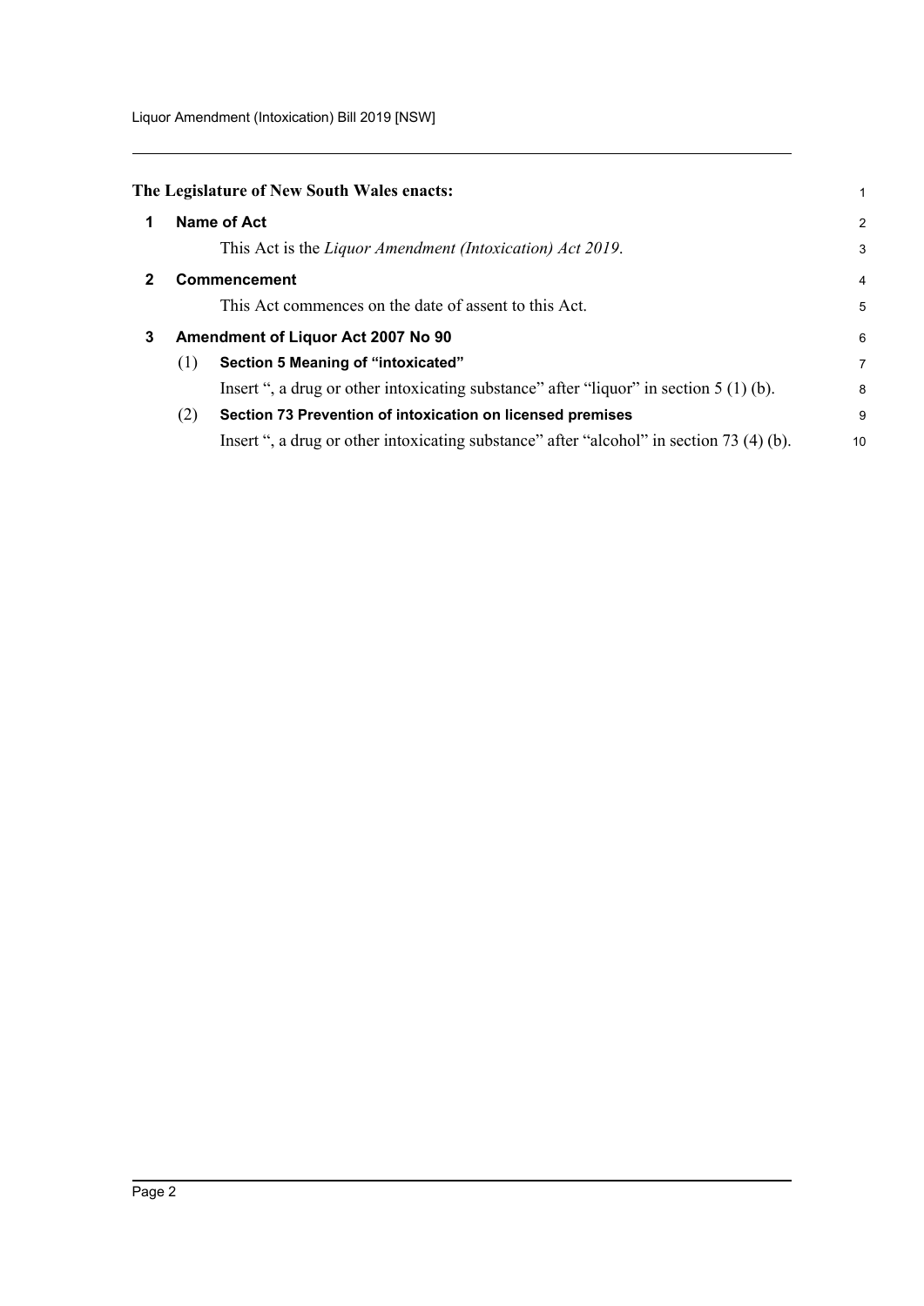**The Legislature of New South Wales enacts:**

## 1 Name of Act

This Act is the *Liquor Amendment (Intoxication) Act 2019*.

## 2 Commencement

This Act commences on the date of assent to this Act.

## 3 Amendment of Liquor Act 2007 No 90

(1) **Section 5 Meaning of "intoxicated"**

Insert ", a drug or other intoxicating substance" after "liquor" in section 5 (1) (b).

(2) **Section 73 Prevention of intoxication on licensed premises**

Insert ", a drug or other intoxicating substance" after "alcohol" in section 73 (4) (b).